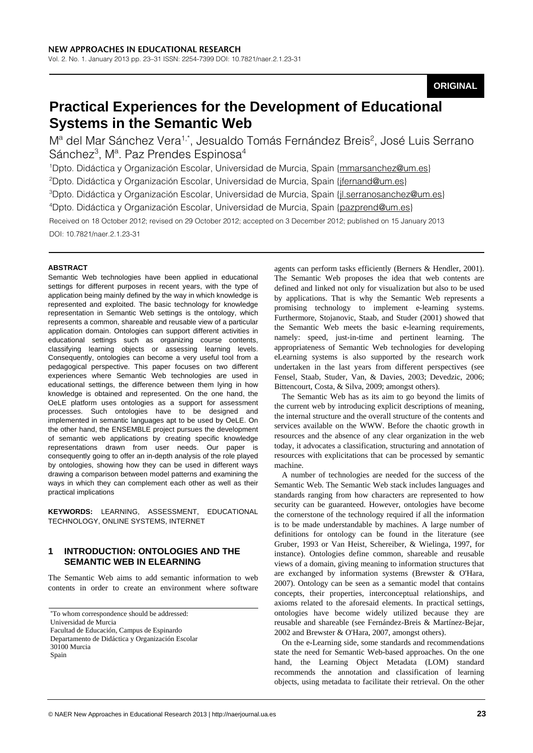ORIGINAL

# Practical Experiences for the Development of Educational Systems in the Semantic Web

Mª del Mar Sánchez Vera[1,*], Jesualdo Tomás Fernández Breis[2], José Luis Serrano Sánchez[3], Mª. Paz Prendes Espinosa[4]

[1]Dpto. Didáctica y Organización Escolar, Universidad de Murcia, Spain {mmarsanchez@um.es}

[2]Dpto. Didáctica y Organización Escolar, Universidad de Murcia, Spain {jfernand@um.es}

[3]Dpto. Didáctica y Organización Escolar, Universidad de Murcia, Spain {jl.serranosanchez@um.es}

[4]Dpto. Didáctica y Organización Escolar, Universidad de Murcia, Spain {pazprend@um.es}

Received on 18 October 2012; revised on 29 October 2012; accepted on 3 December 2012; published on 15 January 2013

DOI: 10.7821/naer.2.1.23-31

## ABSTRACT

Semantic Web technologies have been applied in educational settings for different purposes in recent years, with the type of application being mainly defined by the way in which knowledge is represented and exploited. The basic technology for knowledge representation in Semantic Web settings is the ontology, which represents a common, shareable and reusable view of a particular application domain. Ontologies can support different activities in educational settings such as organizing course contents, classifying learning objects or assessing learning levels. Consequently, ontologies can become a very useful tool from a pedagogical perspective. This paper focuses on two different experiences where Semantic Web technologies are used in educational settings, the difference between them lying in how knowledge is obtained and represented. On the one hand, the OeLE platform uses ontologies as a support for assessment processes. Such ontologies have to be designed and implemented in semantic languages apt to be used by OeLE. On the other hand, the ENSEMBLE project pursues the development of semantic web applications by creating specific knowledge representations drawn from user needs. Our paper is consequently going to offer an in-depth analysis of the role played by ontologies, showing how they can be used in different ways drawing a comparison between model patterns and examining the ways in which they can complement each other as well as their practical implications

**KEYWORDS:** LEARNING, ASSESSMENT, EDUCATIONAL TECHNOLOGY, ONLINE SYSTEMS, INTERNET

## 1 INTRODUCTION: ONTOLOGIES AND THE SEMANTIC WEB IN ELEARNING

The Semantic Web aims to add semantic information to web contents in order to create an environment where software agents can perform tasks efficiently (Berners & Hendler, 2001). The Semantic Web proposes the idea that web contents are defined and linked not only for visualization but also to be used by applications. That is why the Semantic Web represents a promising technology to implement e-learning systems. Furthermore, Stojanovic, Staab, and Studer (2001) showed that the Semantic Web meets the basic e-learning requirements, namely: speed, just-in-time and pertinent learning. The appropriateness of Semantic Web technologies for developing eLearning systems is also supported by the research work undertaken in the last years from different perspectives (see Fensel, Staab, Studer, Van, & Davies, 2003; Devedzic, 2006; Bittencourt, Costa, & Silva, 2009; amongst others).

The Semantic Web has as its aim to go beyond the limits of the current web by introducing explicit descriptions of meaning, the internal structure and the overall structure of the contents and services available on the WWW. Before the chaotic growth in resources and the absence of any clear organization in the web today, it advocates a classification, structuring and annotation of resources with explicitations that can be processed by semantic machine.

A number of technologies are needed for the success of the Semantic Web. The Semantic Web stack includes languages and standards ranging from how characters are represented to how security can be guaranteed. However, ontologies have become the cornerstone of the technology required if all the information is to be made understandable by machines. A large number of definitions for ontology can be found in the literature (see Gruber, 1993 or Van Heist, Schereiber, & Wielinga, 1997, for instance). Ontologies define common, shareable and reusable views of a domain, giving meaning to information structures that are exchanged by information systems (Brewster & O'Hara, 2007). Ontology can be seen as a semantic model that contains concepts, their properties, interconceptual relationships, and axioms related to the aforesaid elements. In practical settings, ontologies have become widely utilized because they are reusable and shareable (see Fernández-Breis & Martínez-Bejar, 2002 and Brewster & O'Hara, 2007, amongst others).

On the e-Learning side, some standards and recommendations state the need for Semantic Web-based approaches. On the one hand, the Learning Object Metadata (LOM) standard recommends the annotation and classification of learning objects, using metadata to facilitate their retrieval. On the other

*To whom correspondence should be addressed:
Universidad de Murcia
Facultad de Educación, Campus de Espinardo
Departamento de Didáctica y Organización Escolar
30100 Murcia
Spain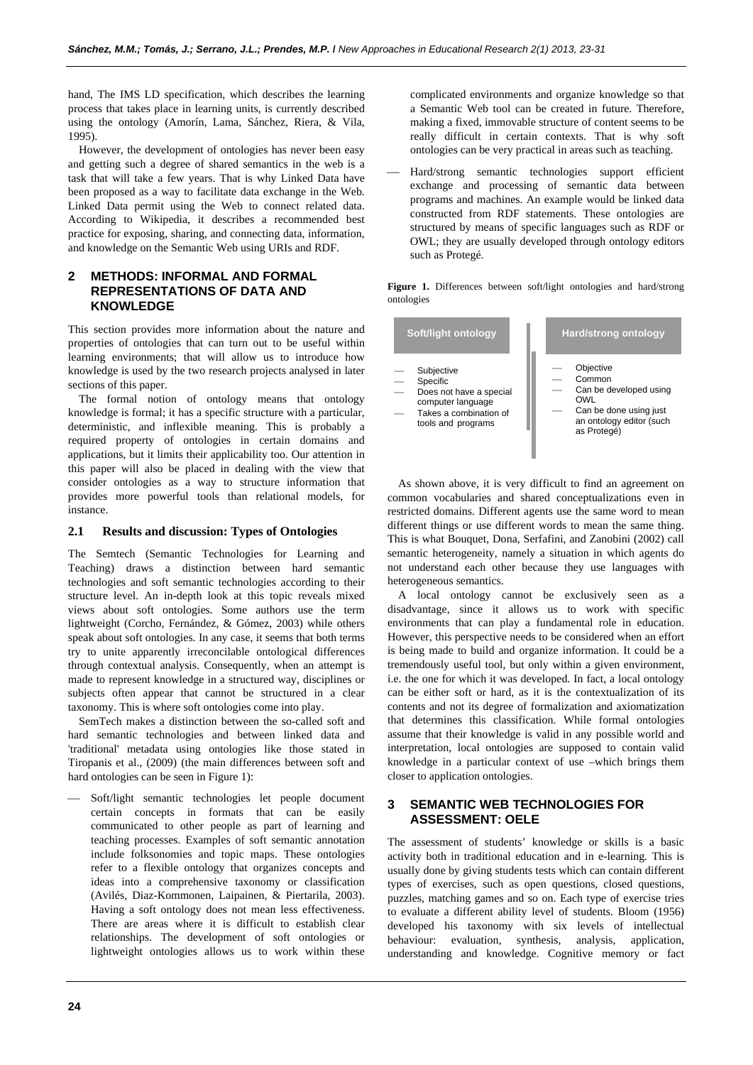hand, The IMS LD specification, which describes the learning process that takes place in learning units, is currently described using the ontology (Amorín, Lama, Sánchez, Riera, & Vila, 1995).

However, the development of ontologies has never been easy and getting such a degree of shared semantics in the web is a task that will take a few years. That is why Linked Data have been proposed as a way to facilitate data exchange in the Web. Linked Data permit using the Web to connect related data. According to Wikipedia, it describes a recommended best practice for exposing, sharing, and connecting data, information, and knowledge on the Semantic Web using URIs and RDF.

## 2 METHODS: INFORMAL AND FORMAL REPRESENTATIONS OF DATA AND KNOWLEDGE

This section provides more information about the nature and properties of ontologies that can turn out to be useful within learning environments; that will allow us to introduce how knowledge is used by the two research projects analysed in later sections of this paper.

The formal notion of ontology means that ontology knowledge is formal; it has a specific structure with a particular, deterministic, and inflexible meaning. This is probably a required property of ontologies in certain domains and applications, but it limits their applicability too. Our attention in this paper will also be placed in dealing with the view that consider ontologies as a way to structure information that provides more powerful tools than relational models, for instance.

### 2.1 Results and discussion: Types of Ontologies

The Semtech (Semantic Technologies for Learning and Teaching) draws a distinction between hard semantic technologies and soft semantic technologies according to their structure level. An in-depth look at this topic reveals mixed views about soft ontologies. Some authors use the term lightweight (Corcho, Fernández, & Gómez, 2003) while others speak about soft ontologies. In any case, it seems that both terms try to unite apparently irreconcilable ontological differences through contextual analysis. Consequently, when an attempt is made to represent knowledge in a structured way, disciplines or subjects often appear that cannot be structured in a clear taxonomy. This is where soft ontologies come into play.

SemTech makes a distinction between the so-called soft and hard semantic technologies and between linked data and 'traditional' metadata using ontologies like those stated in Tiropanis et al., (2009) (the main differences between soft and hard ontologies can be seen in Figure 1):

— Soft/light semantic technologies let people document certain concepts in formats that can be easily communicated to other people as part of learning and teaching processes. Examples of soft semantic annotation include folksonomies and topic maps. These ontologies refer to a flexible ontology that organizes concepts and ideas into a comprehensive taxonomy or classification (Avilés, Diaz-Kommonen, Laipainen, & Piertarila, 2003). Having a soft ontology does not mean less effectiveness. There are areas where it is difficult to establish clear relationships. The development of soft ontologies or lightweight ontologies allows us to work within these complicated environments and organize knowledge so that a Semantic Web tool can be created in future. Therefore, making a fixed, immovable structure of content seems to be really difficult in certain contexts. That is why soft ontologies can be very practical in areas such as teaching.

— Hard/strong semantic technologies support efficient exchange and processing of semantic data between programs and machines. An example would be linked data constructed from RDF statements. These ontologies are structured by means of specific languages such as RDF or OWL; they are usually developed through ontology editors such as Protegé.

**Figure 1.** Differences between soft/light ontologies and hard/strong ontologies

| Soft/light ontology | Hard/strong ontology |
|---|---|
| — Subjective<br>— Specific<br>— Does not have a special computer language<br>— Takes a combination of tools and programs | — Objective<br>— Common<br>— Can be developed using OWL<br>— Can be done using just an ontology editor (such as Protegé) |

As shown above, it is very difficult to find an agreement on common vocabularies and shared conceptualizations even in restricted domains. Different agents use the same word to mean different things or use different words to mean the same thing. This is what Bouquet, Dona, Serfafini, and Zanobini (2002) call semantic heterogeneity, namely a situation in which agents do not understand each other because they use languages with heterogeneous semantics.

A local ontology cannot be exclusively seen as a disadvantage, since it allows us to work with specific environments that can play a fundamental role in education. However, this perspective needs to be considered when an effort is being made to build and organize information. It could be a tremendously useful tool, but only within a given environment, i.e. the one for which it was developed. In fact, a local ontology can be either soft or hard, as it is the contextualization of its contents and not its degree of formalization and axiomatization that determines this classification. While formal ontologies assume that their knowledge is valid in any possible world and interpretation, local ontologies are supposed to contain valid knowledge in a particular context of use –which brings them closer to application ontologies.

## 3 SEMANTIC WEB TECHNOLOGIES FOR ASSESSMENT: OELE

The assessment of students' knowledge or skills is a basic activity both in traditional education and in e-learning. This is usually done by giving students tests which can contain different types of exercises, such as open questions, closed questions, puzzles, matching games and so on. Each type of exercise tries to evaluate a different ability level of students. Bloom (1956) developed his taxonomy with six levels of intellectual behaviour: evaluation, synthesis, analysis, application, understanding and knowledge. Cognitive memory or fact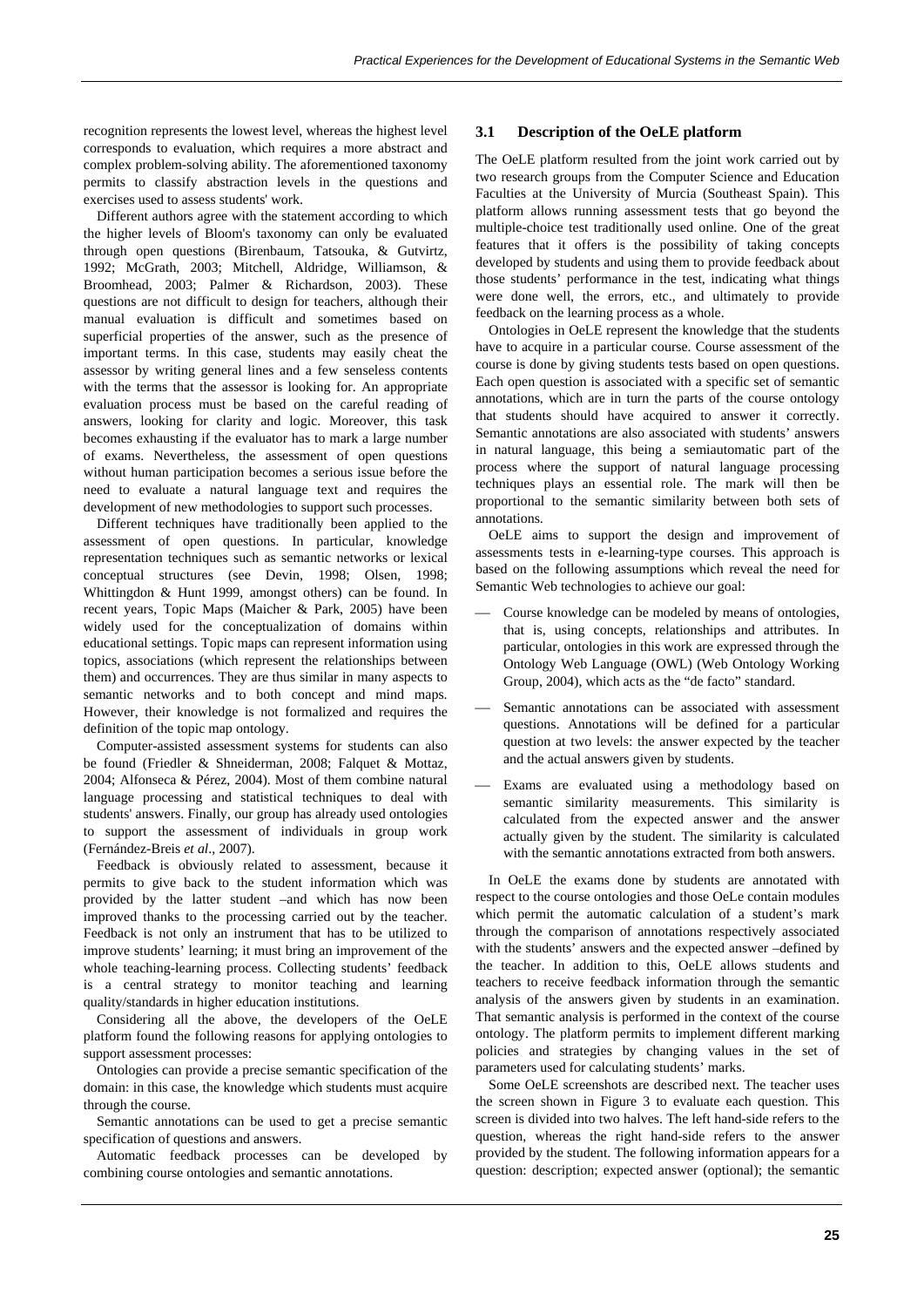recognition represents the lowest level, whereas the highest level corresponds to evaluation, which requires a more abstract and complex problem-solving ability. The aforementioned taxonomy permits to classify abstraction levels in the questions and exercises used to assess students' work.

Different authors agree with the statement according to which the higher levels of Bloom's taxonomy can only be evaluated through open questions (Birenbaum, Tatsouka, & Gutvirtz, 1992; McGrath, 2003; Mitchell, Aldridge, Williamson, & Broomhead, 2003; Palmer & Richardson, 2003). These questions are not difficult to design for teachers, although their manual evaluation is difficult and sometimes based on superficial properties of the answer, such as the presence of important terms. In this case, students may easily cheat the assessor by writing general lines and a few senseless contents with the terms that the assessor is looking for. An appropriate evaluation process must be based on the careful reading of answers, looking for clarity and logic. Moreover, this task becomes exhausting if the evaluator has to mark a large number of exams. Nevertheless, the assessment of open questions without human participation becomes a serious issue before the need to evaluate a natural language text and requires the development of new methodologies to support such processes.

Different techniques have traditionally been applied to the assessment of open questions. In particular, knowledge representation techniques such as semantic networks or lexical conceptual structures (see Devin, 1998; Olsen, 1998; Whittingdon & Hunt 1999, amongst others) can be found. In recent years, Topic Maps (Maicher & Park, 2005) have been widely used for the conceptualization of domains within educational settings. Topic maps can represent information using topics, associations (which represent the relationships between them) and occurrences. They are thus similar in many aspects to semantic networks and to both concept and mind maps. However, their knowledge is not formalized and requires the definition of the topic map ontology.

Computer-assisted assessment systems for students can also be found (Friedler & Shneiderman, 2008; Falquet & Mottaz, 2004; Alfonseca & Pérez, 2004). Most of them combine natural language processing and statistical techniques to deal with students' answers. Finally, our group has already used ontologies to support the assessment of individuals in group work (Fernández-Breis *et al*., 2007).

Feedback is obviously related to assessment, because it permits to give back to the student information which was provided by the latter student –and which has now been improved thanks to the processing carried out by the teacher. Feedback is not only an instrument that has to be utilized to improve students' learning; it must bring an improvement of the whole teaching-learning process. Collecting students' feedback is a central strategy to monitor teaching and learning quality/standards in higher education institutions.

Considering all the above, the developers of the OeLE platform found the following reasons for applying ontologies to support assessment processes:

Ontologies can provide a precise semantic specification of the domain: in this case, the knowledge which students must acquire through the course.

Semantic annotations can be used to get a precise semantic specification of questions and answers.

Automatic feedback processes can be developed by combining course ontologies and semantic annotations.

### 3.1 Description of the OeLE platform

The OeLE platform resulted from the joint work carried out by two research groups from the Computer Science and Education Faculties at the University of Murcia (Southeast Spain). This platform allows running assessment tests that go beyond the multiple-choice test traditionally used online. One of the great features that it offers is the possibility of taking concepts developed by students and using them to provide feedback about those students' performance in the test, indicating what things were done well, the errors, etc., and ultimately to provide feedback on the learning process as a whole.

Ontologies in OeLE represent the knowledge that the students have to acquire in a particular course. Course assessment of the course is done by giving students tests based on open questions. Each open question is associated with a specific set of semantic annotations, which are in turn the parts of the course ontology that students should have acquired to answer it correctly. Semantic annotations are also associated with students' answers in natural language, this being a semiautomatic part of the process where the support of natural language processing techniques plays an essential role. The mark will then be proportional to the semantic similarity between both sets of annotations.

OeLE aims to support the design and improvement of assessments tests in e-learning-type courses. This approach is based on the following assumptions which reveal the need for Semantic Web technologies to achieve our goal:

- Course knowledge can be modeled by means of ontologies, that is, using concepts, relationships and attributes. In particular, ontologies in this work are expressed through the Ontology Web Language (OWL) (Web Ontology Working Group, 2004), which acts as the "de facto" standard.
- Semantic annotations can be associated with assessment questions. Annotations will be defined for a particular question at two levels: the answer expected by the teacher and the actual answers given by students.
- Exams are evaluated using a methodology based on semantic similarity measurements. This similarity is calculated from the expected answer and the answer actually given by the student. The similarity is calculated with the semantic annotations extracted from both answers.

In OeLE the exams done by students are annotated with respect to the course ontologies and those OeLe contain modules which permit the automatic calculation of a student's mark through the comparison of annotations respectively associated with the students' answers and the expected answer –defined by the teacher. In addition to this, OeLE allows students and teachers to receive feedback information through the semantic analysis of the answers given by students in an examination. That semantic analysis is performed in the context of the course ontology. The platform permits to implement different marking policies and strategies by changing values in the set of parameters used for calculating students' marks.

Some OeLE screenshots are described next. The teacher uses the screen shown in Figure 3 to evaluate each question. This screen is divided into two halves. The left hand-side refers to the question, whereas the right hand-side refers to the answer provided by the student. The following information appears for a question: description; expected answer (optional); the semantic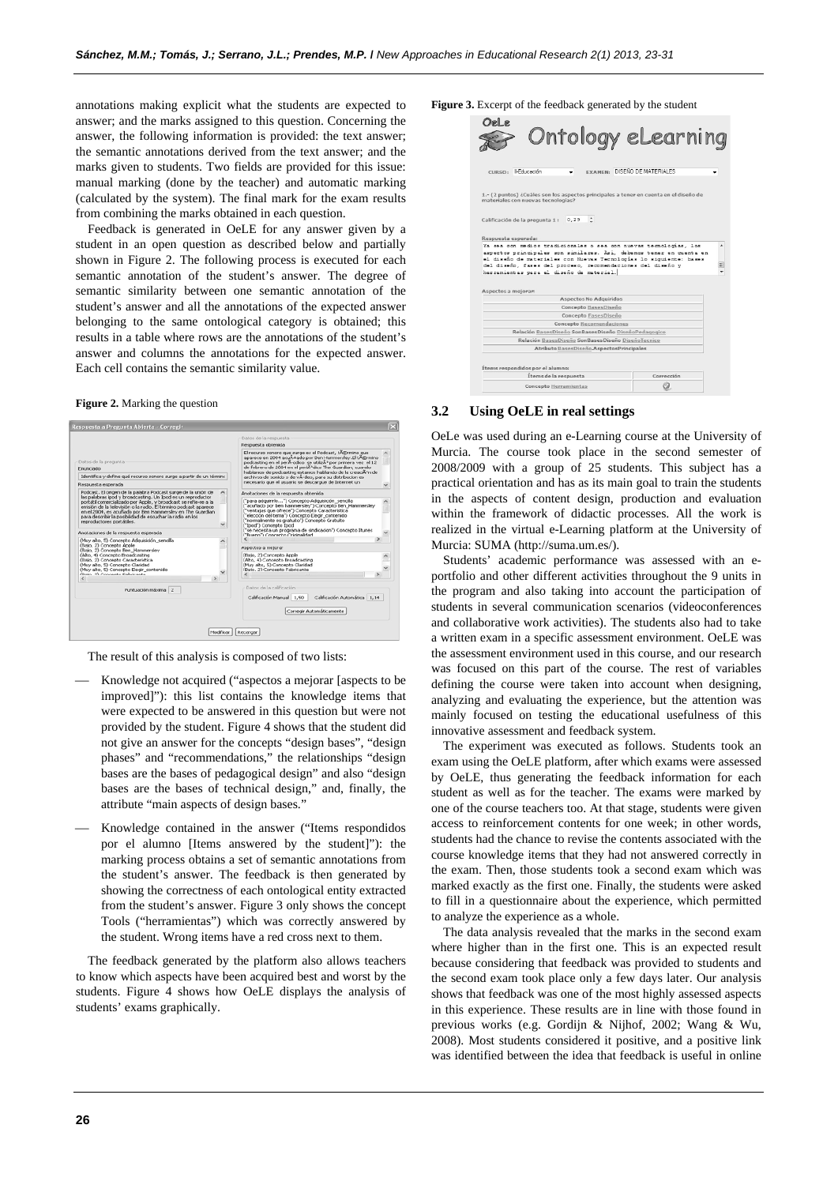annotations making explicit what the students are expected to answer; and the marks assigned to this question. Concerning the answer, the following information is provided: the text answer; the semantic annotations derived from the text answer; and the marks given to students. Two fields are provided for this issue: manual marking (done by the teacher) and automatic marking (calculated by the system). The final mark for the exam results from combining the marks obtained in each question.

Feedback is generated in OeLE for any answer given by a student in an open question as described below and partially shown in Figure 2. The following process is executed for each semantic annotation of the student's answer. The degree of semantic similarity between one semantic annotation of the student's answer and all the annotations of the expected answer belonging to the same ontological category is obtained; this results in a table where rows are the annotations of the student's answer and columns the annotations for the expected answer. Each cell contains the semantic similarity value.

**Figure 2.** Marking the question

The result of this analysis is composed of two lists:

- Knowledge not acquired ("aspectos a mejorar [aspects to be improved]"): this list contains the knowledge items that were expected to be answered in this question but were not provided by the student. Figure 4 shows that the student did not give an answer for the concepts "design bases", "design phases" and "recommendations," the relationships "design bases are the bases of pedagogical design" and also "design bases are the bases of technical design," and, finally, the attribute "main aspects of design bases."
- Knowledge contained in the answer ("Items respondidos por el alumno [Items answered by the student]"): the marking process obtains a set of semantic annotations from the student's answer. The feedback is then generated by showing the correctness of each ontological entity extracted from the student's answer. Figure 3 only shows the concept Tools ("herramientas") which was correctly answered by the student. Wrong items have a red cross next to them.

The feedback generated by the platform also allows teachers to know which aspects have been acquired best and worst by the students. Figure 4 shows how OeLE displays the analysis of students' exams graphically.

**Figure 3.** Excerpt of the feedback generated by the student

### 3.2 Using OeLE in real settings

OeLe was used during an e-Learning course at the University of Murcia. The course took place in the second semester of 2008/2009 with a group of 25 students. This subject has a practical orientation and has as its main goal to train the students in the aspects of content design, production and evaluation within the framework of didactic processes. All the work is realized in the virtual e-Learning platform at the University of Murcia: SUMA (http://suma.um.es/).

Students' academic performance was assessed with an e-portfolio and other different activities throughout the 9 units in the program and also taking into account the participation of students in several communication scenarios (videoconferences and collaborative work activities). The students also had to take a written exam in a specific assessment environment. OeLE was the assessment environment used in this course, and our research was focused on this part of the course. The rest of variables defining the course were taken into account when designing, analyzing and evaluating the experience, but the attention was mainly focused on testing the educational usefulness of this innovative assessment and feedback system.

The experiment was executed as follows. Students took an exam using the OeLE platform, after which exams were assessed by OeLE, thus generating the feedback information for each student as well as for the teacher. The exams were marked by one of the course teachers too. At that stage, students were given access to reinforcement contents for one week; in other words, students had the chance to revise the contents associated with the course knowledge items that they had not answered correctly in the exam. Then, those students took a second exam which was marked exactly as the first one. Finally, the students were asked to fill in a questionnaire about the experience, which permitted to analyze the experience as a whole.

The data analysis revealed that the marks in the second exam where higher than in the first one. This is an expected result because considering that feedback was provided to students and the second exam took place only a few days later. Our analysis shows that feedback was one of the most highly assessed aspects in this experience. These results are in line with those found in previous works (e.g. Gordijn & Nijhof, 2002; Wang & Wu, 2008). Most students considered it positive, and a positive link was identified between the idea that feedback is useful in online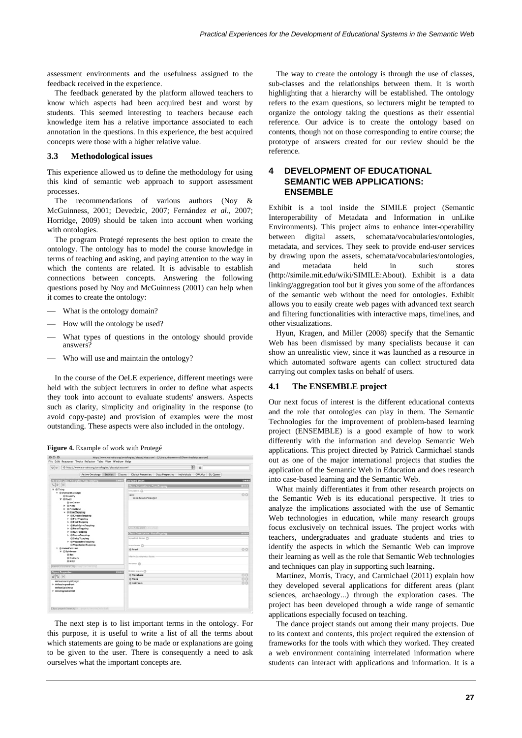assessment environments and the usefulness assigned to the feedback received in the experience.

The feedback generated by the platform allowed teachers to know which aspects had been acquired best and worst by students. This seemed interesting to teachers because each knowledge item has a relative importance associated to each annotation in the questions. In this experience, the best acquired concepts were those with a higher relative value.

### 3.3 Methodological issues

This experience allowed us to define the methodology for using this kind of semantic web approach to support assessment processes.

The recommendations of various authors (Noy & McGuinness, 2001; Devedzic, 2007; Fernández *et al*., 2007; Horridge, 2009) should be taken into account when working with ontologies.

The program Protegé represents the best option to create the ontology. The ontology has to model the course knowledge in terms of teaching and asking, and paying attention to the way in which the contents are related. It is advisable to establish connections between concepts. Answering the following questions posed by Noy and McGuinness (2001) can help when it comes to create the ontology:

- What is the ontology domain?
- How will the ontology be used?
- What types of questions in the ontology should provide answers?
- Who will use and maintain the ontology?

In the course of the OeLE experience, different meetings were held with the subject lecturers in order to define what aspects they took into account to evaluate students' answers. Aspects such as clarity, simplicity and originality in the response (to avoid copy-paste) and provision of examples were the most outstanding. These aspects were also included in the ontology.

**Figure 4.** Example of work with Protegé

The next step is to list important terms in the ontology. For this purpose, it is useful to write a list of all the terms about which statements are going to be made or explanations are going to be given to the user. There is consequently a need to ask ourselves what the important concepts are.

The way to create the ontology is through the use of classes, sub-classes and the relationships between them. It is worth highlighting that a hierarchy will be established. The ontology refers to the exam questions, so lecturers might be tempted to organize the ontology taking the questions as their essential reference. Our advice is to create the ontology based on contents, though not on those corresponding to entire course; the prototype of answers created for our review should be the reference.

## 4 DEVELOPMENT OF EDUCATIONAL SEMANTIC WEB APPLICATIONS: ENSEMBLE

Exhibit is a tool inside the SIMILE project (Semantic Interoperability of Metadata and Information in unLike Environments). This project aims to enhance inter-operability between digital assets, schemata/vocabularies/ontologies, metadata, and services. They seek to provide end-user services by drawing upon the assets, schemata/vocabularies/ontologies, and metadata held in such stores (http://simile.mit.edu/wiki/SIMILE:About). Exhibit is a data linking/aggregation tool but it gives you some of the affordances of the semantic web without the need for ontologies. Exhibit allows you to easily create web pages with advanced text search and filtering functionalities with interactive maps, timelines, and other visualizations.

Hyun, Kragen, and Miller (2008) specify that the Semantic Web has been dismissed by many specialists because it can show an unrealistic view, since it was launched as a resource in which automated software agents can collect structured data carrying out complex tasks on behalf of users.

### 4.1 The ENSEMBLE project

Our next focus of interest is the different educational contexts and the role that ontologies can play in them. The Semantic Technologies for the improvement of problem-based learning project (ENSEMBLE) is a good example of how to work differently with the information and develop Semantic Web applications. This project directed by Patrick Carmichael stands out as one of the major international projects that studies the application of the Semantic Web in Education and does research into case-based learning and the Semantic Web.

What mainly differentiates it from other research projects on the Semantic Web is its educational perspective. It tries to analyze the implications associated with the use of Semantic Web technologies in education, while many research groups focus exclusively on technical issues. The project works with teachers, undergraduates and graduate students and tries to identify the aspects in which the Semantic Web can improve their learning as well as the role that Semantic Web technologies and techniques can play in supporting such learning**.**

Martínez, Morris, Tracy, and Carmichael (2011) explain how they developed several applications for different areas (plant sciences, archaeology...) through the exploration cases. The project has been developed through a wide range of semantic applications especially focused on teaching.

The dance project stands out among their many projects. Due to its context and contents, this project required the extension of frameworks for the tools with which they worked. They created a web environment containing interrelated information where students can interact with applications and information. It is a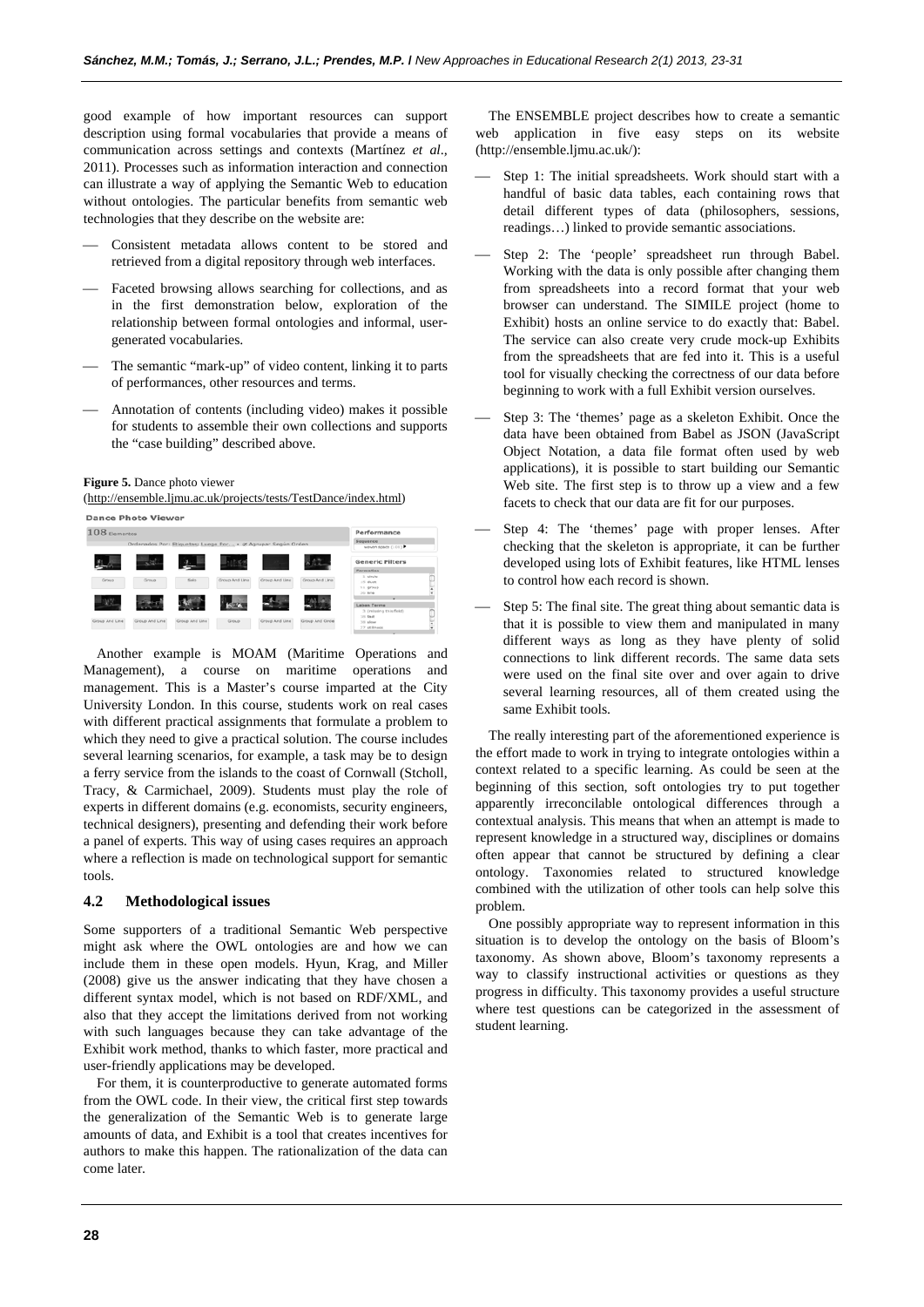good example of how important resources can support description using formal vocabularies that provide a means of communication across settings and contexts (Martínez *et al.*, 2011). Processes such as information interaction and connection can illustrate a way of applying the Semantic Web to education without ontologies. The particular benefits from semantic web technologies that they describe on the website are:

- Consistent metadata allows content to be stored and retrieved from a digital repository through web interfaces.
- Faceted browsing allows searching for collections, and as in the first demonstration below, exploration of the relationship between formal ontologies and informal, user-generated vocabularies.
- The semantic "mark-up" of video content, linking it to parts of performances, other resources and terms.
- Annotation of contents (including video) makes it possible for students to assemble their own collections and supports the "case building" described above.

**Figure 5.** Dance photo viewer (http://ensemble.ljmu.ac.uk/projects/tests/TestDance/index.html)

Another example is MOAM (Maritime Operations and Management), a course on maritime operations and management. This is a Master's course imparted at the City University London. In this course, students work on real cases with different practical assignments that formulate a problem to which they need to give a practical solution. The course includes several learning scenarios, for example, a task may be to design a ferry service from the islands to the coast of Cornwall (Stcholl, Tracy, & Carmichael, 2009). Students must play the role of experts in different domains (e.g. economists, security engineers, technical designers), presenting and defending their work before a panel of experts. This way of using cases requires an approach where a reflection is made on technological support for semantic tools.

### 4.2 Methodological issues

Some supporters of a traditional Semantic Web perspective might ask where the OWL ontologies are and how we can include them in these open models. Hyun, Krag, and Miller (2008) give us the answer indicating that they have chosen a different syntax model, which is not based on RDF/XML, and also that they accept the limitations derived from not working with such languages because they can take advantage of the Exhibit work method, thanks to which faster, more practical and user-friendly applications may be developed.

For them, it is counterproductive to generate automated forms from the OWL code. In their view, the critical first step towards the generalization of the Semantic Web is to generate large amounts of data, and Exhibit is a tool that creates incentives for authors to make this happen. The rationalization of the data can come later.

The ENSEMBLE project describes how to create a semantic web application in five easy steps on its website (http://ensemble.ljmu.ac.uk/):

- Step 1: The initial spreadsheets. Work should start with a handful of basic data tables, each containing rows that detail different types of data (philosophers, sessions, readings…) linked to provide semantic associations.
- Step 2: The 'people' spreadsheet run through Babel. Working with the data is only possible after changing them from spreadsheets into a record format that your web browser can understand. The SIMILE project (home to Exhibit) hosts an online service to do exactly that: Babel. The service can also create very crude mock-up Exhibits from the spreadsheets that are fed into it. This is a useful tool for visually checking the correctness of our data before beginning to work with a full Exhibit version ourselves.
- Step 3: The 'themes' page as a skeleton Exhibit. Once the data have been obtained from Babel as JSON (JavaScript Object Notation, a data file format often used by web applications), it is possible to start building our Semantic Web site. The first step is to throw up a view and a few facets to check that our data are fit for our purposes.
- Step 4: The 'themes' page with proper lenses. After checking that the skeleton is appropriate, it can be further developed using lots of Exhibit features, like HTML lenses to control how each record is shown.
- Step 5: The final site. The great thing about semantic data is that it is possible to view them and manipulated in many different ways as long as they have plenty of solid connections to link different records. The same data sets were used on the final site over and over again to drive several learning resources, all of them created using the same Exhibit tools.

The really interesting part of the aforementioned experience is the effort made to work in trying to integrate ontologies within a context related to a specific learning. As could be seen at the beginning of this section, soft ontologies try to put together apparently irreconcilable ontological differences through a contextual analysis. This means that when an attempt is made to represent knowledge in a structured way, disciplines or domains often appear that cannot be structured by defining a clear ontology. Taxonomies related to structured knowledge combined with the utilization of other tools can help solve this problem.

One possibly appropriate way to represent information in this situation is to develop the ontology on the basis of Bloom's taxonomy. As shown above, Bloom's taxonomy represents a way to classify instructional activities or questions as they progress in difficulty. This taxonomy provides a useful structure where test questions can be categorized in the assessment of student learning.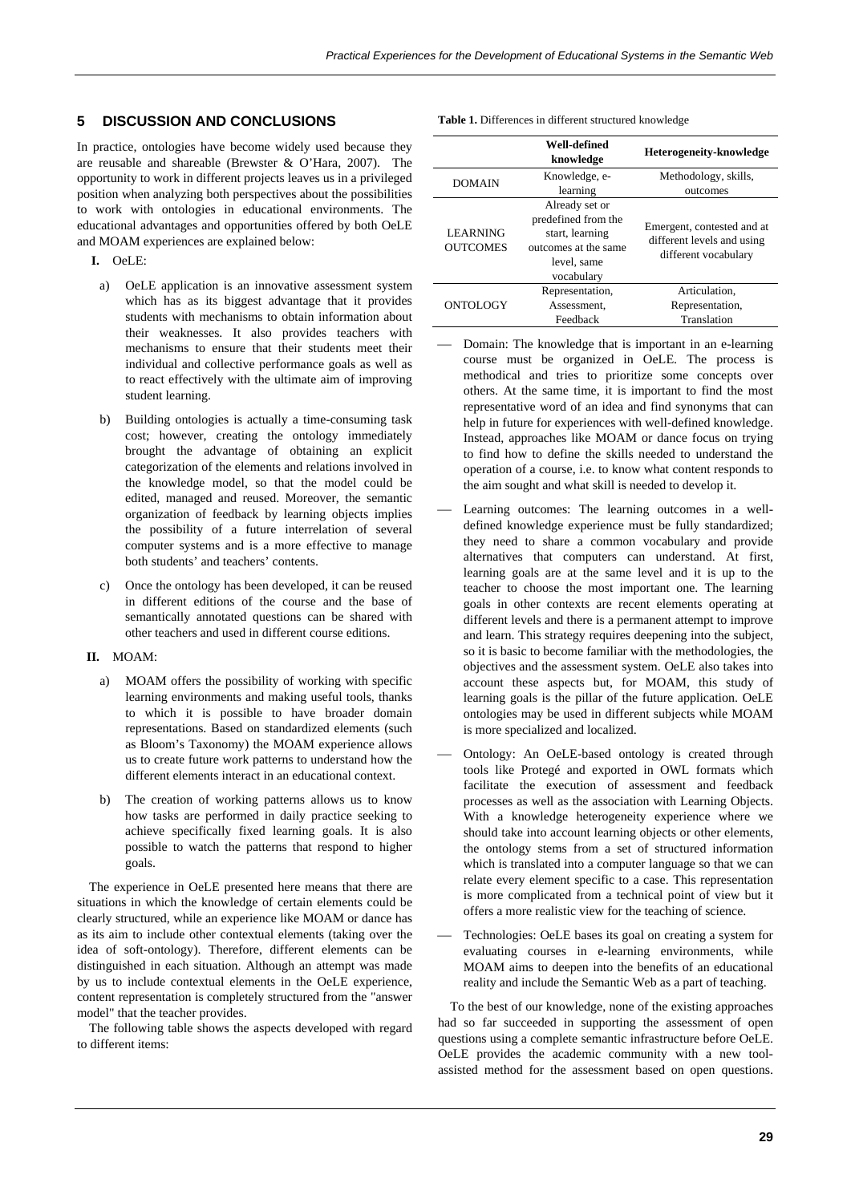## 5 DISCUSSION AND CONCLUSIONS

In practice, ontologies have become widely used because they are reusable and shareable (Brewster & O'Hara, 2007). The opportunity to work in different projects leaves us in a privileged position when analyzing both perspectives about the possibilities to work with ontologies in educational environments. The educational advantages and opportunities offered by both OeLE and MOAM experiences are explained below:

**I.** OeLE:

a) OeLE application is an innovative assessment system which has as its biggest advantage that it provides students with mechanisms to obtain information about their weaknesses. It also provides teachers with mechanisms to ensure that their students meet their individual and collective performance goals as well as to react effectively with the ultimate aim of improving student learning.

b) Building ontologies is actually a time-consuming task cost; however, creating the ontology immediately brought the advantage of obtaining an explicit categorization of the elements and relations involved in the knowledge model, so that the model could be edited, managed and reused. Moreover, the semantic organization of feedback by learning objects implies the possibility of a future interrelation of several computer systems and is a more effective to manage both students' and teachers' contents.

c) Once the ontology has been developed, it can be reused in different editions of the course and the base of semantically annotated questions can be shared with other teachers and used in different course editions.

**II.** MOAM:

a) MOAM offers the possibility of working with specific learning environments and making useful tools, thanks to which it is possible to have broader domain representations. Based on standardized elements (such as Bloom's Taxonomy) the MOAM experience allows us to create future work patterns to understand how the different elements interact in an educational context.

b) The creation of working patterns allows us to know how tasks are performed in daily practice seeking to achieve specifically fixed learning goals. It is also possible to watch the patterns that respond to higher goals.

The experience in OeLE presented here means that there are situations in which the knowledge of certain elements could be clearly structured, while an experience like MOAM or dance has as its aim to include other contextual elements (taking over the idea of soft-ontology). Therefore, different elements can be distinguished in each situation. Although an attempt was made by us to include contextual elements in the OeLE experience, content representation is completely structured from the "answer model" that the teacher provides.

The following table shows the aspects developed with regard to different items:

**Table 1.** Differences in different structured knowledge

| | **Well-defined knowledge** | **Heterogeneity-knowledge** |
|---|---|---|
| DOMAIN | Knowledge, e-learning | Methodology, skills, outcomes |
| LEARNING OUTCOMES | Already set or predefined from the start, learning outcomes at the same level, same vocabulary | Emergent, contested and at different levels and using different vocabulary |
| ONTOLOGY | Representation, Assessment, Feedback | Articulation, Representation, Translation |

- Domain: The knowledge that is important in an e-learning course must be organized in OeLE. The process is methodical and tries to prioritize some concepts over others. At the same time, it is important to find the most representative word of an idea and find synonyms that can help in future for experiences with well-defined knowledge. Instead, approaches like MOAM or dance focus on trying to find how to define the skills needed to understand the operation of a course, i.e. to know what content responds to the aim sought and what skill is needed to develop it.
- Learning outcomes: The learning outcomes in a well-defined knowledge experience must be fully standardized; they need to share a common vocabulary and provide alternatives that computers can understand. At first, learning goals are at the same level and it is up to the teacher to choose the most important one. The learning goals in other contexts are recent elements operating at different levels and there is a permanent attempt to improve and learn. This strategy requires deepening into the subject, so it is basic to become familiar with the methodologies, the objectives and the assessment system. OeLE also takes into account these aspects but, for MOAM, this study of learning goals is the pillar of the future application. OeLE ontologies may be used in different subjects while MOAM is more specialized and localized.
- Ontology: An OeLE-based ontology is created through tools like Protegé and exported in OWL formats which facilitate the execution of assessment and feedback processes as well as the association with Learning Objects. With a knowledge heterogeneity experience where we should take into account learning objects or other elements, the ontology stems from a set of structured information which is translated into a computer language so that we can relate every element specific to a case. This representation is more complicated from a technical point of view but it offers a more realistic view for the teaching of science.
- Technologies: OeLE bases its goal on creating a system for evaluating courses in e-learning environments, while MOAM aims to deepen into the benefits of an educational reality and include the Semantic Web as a part of teaching.

To the best of our knowledge, none of the existing approaches had so far succeeded in supporting the assessment of open questions using a complete semantic infrastructure before OeLE. OeLE provides the academic community with a new tool-assisted method for the assessment based on open questions.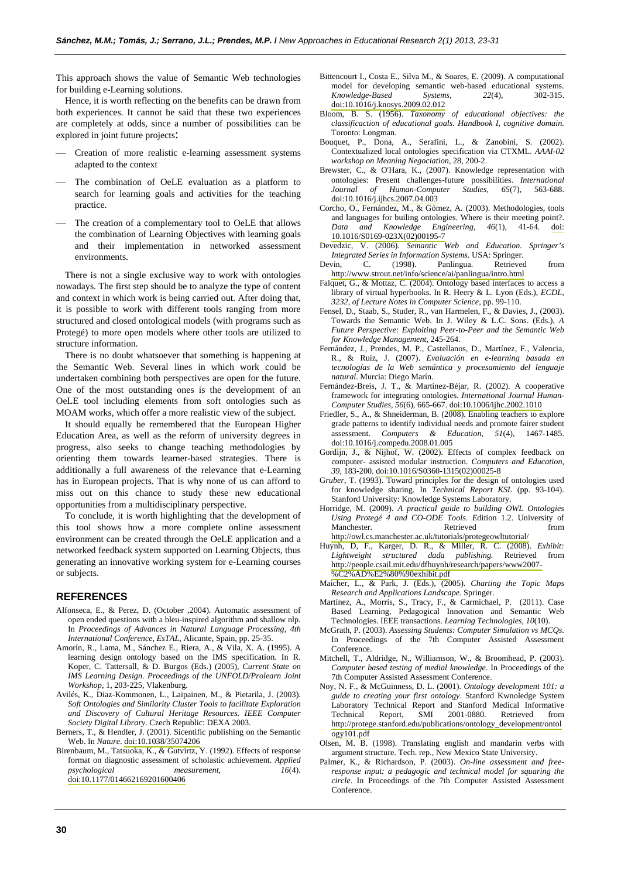This approach shows the value of Semantic Web technologies for building e-Learning solutions.

Hence, it is worth reflecting on the benefits can be drawn from both experiences. It cannot be said that these two experiences are completely at odds, since a number of possibilities can be explored in joint future projects:

- Creation of more realistic e-learning assessment systems adapted to the context
- The combination of OeLE evaluation as a platform to search for learning goals and activities for the teaching practice.
- The creation of a complementary tool to OeLE that allows the combination of Learning Objectives with learning goals and their implementation in networked assessment environments.

There is not a single exclusive way to work with ontologies nowadays. The first step should be to analyze the type of content and context in which work is being carried out. After doing that, it is possible to work with different tools ranging from more structured and closed ontological models (with programs such as Protegé) to more open models where other tools are utilized to structure information.

There is no doubt whatsoever that something is happening at the Semantic Web. Several lines in which work could be undertaken combining both perspectives are open for the future. One of the most outstanding ones is the development of an OeLE tool including elements from soft ontologies such as MOAM works, which offer a more realistic view of the subject.

It should equally be remembered that the European Higher Education Area, as well as the reform of university degrees in progress, also seeks to change teaching methodologies by orienting them towards learner-based strategies. There is additionally a full awareness of the relevance that e-Learning has in European projects. That is why none of us can afford to miss out on this chance to study these new educational opportunities from a multidisciplinary perspective.

To conclude, it is worth highlighting that the development of this tool shows how a more complete online assessment environment can be created through the OeLE application and a networked feedback system supported on Learning Objects, thus generating an innovative working system for e-Learning courses or subjects.

## REFERENCES

Alfonseca, E., & Perez, D. (October ,2004). Automatic assessment of open ended questions with a bleu-inspired algorithm and shallow nlp. In *Proceedings of Advances in Natural Language Processing, 4th International Conference, EsTAL*, Alicante, Spain, pp. 25-35.

Amorín, R., Lama, M., Sánchez E., Riera, A., & Vila, X. A. (1995). A learning design ontology based on the IMS specification. In R. Koper, C. Tattersall, & D. Burgos (Eds.) (2005), *Current State on IMS Learning Design. Proceedings of the UNFOLD/Prolearn Joint Workshop*, 1, 203-225, Vlakenburg.

Avilés, K., Diaz-Kommonen, L., Laipainen, M., & Pietarila, J. (2003). *Soft Ontologies and Similarity Cluster Tools to facilitate Exploration and Discovery of Cultural Heritage Resources. IEEE Computer Society Digital Library*. Czech Republic: DEXA 2003.

Berners, T., & Hendler, J. (2001). Sicentific publishing on the Semantic Web. In *Nature*. doi:10.1038/35074206

Birenbaum, M., Tatsuoka, K., & Gutvirtz, Y. (1992). Effects of response format on diagnostic assessment of scholastic achievement. *Applied psychological measurement, 16*(4). doi:10.1177/014662169201600406

Bittencourt I., Costa E., Silva M., & Soares, E. (2009). A computational model for developing semantic web-based educational systems. *Knowledge-Based Systems, 22*(4), 302-315. doi:10.1016/j.knosys.2009.02.012

Bloom, B. S. (1956). *Taxonomy of educational objectives: the classificaction of educational goals. Handbook I, cognitive domain.* Toronto: Longman.

Bouquet, P., Dona, A., Serafini, L., & Zanobini, S. (2002). Contextualized local ontologies specification via CTXML. *AAAI-02 workshop on Meaning Negociation*, 28, 200-2.

Brewster, C., & O'Hara, K., (2007). Knowledge representation with ontologies: Present challenges-future possibilities. *International Journal of Human-Computer Studies, 65*(7), 563-688. doi:10.1016/j.ijhcs.2007.04.003

Corcho, O., Fernández, M., & Gómez, A. (2003). Methodologies, tools and languages for builing ontologies. Where is their meeting point?. *Data and Knowledge Engineering, 46*(1), 41-64. doi: 10.1016/S0169-023X(02)00195-7

Devedzic, V. (2006). *Semantic Web and Education. Springer's Integrated Series in Information Systems*. USA: Springer.

Devin, C. (1998). Panlingua. Retrieved from http://www.strout.net/info/science/ai/panlingua/intro.html

Falquet, G., & Mottaz, C. (2004). Ontology based interfaces to access a library of virtual hyperbooks. In R. Heery & L. Lyon (Eds.), *ECDL, 3232, of Lecture Notes in Computer Science*, pp. 99-110.

Fensel, D., Staab, S., Studer, R., van Harmelen, F., & Davies, J., (2003). Towards the Semantic Web. In J. Wiley & L.C. Sons. (Eds.), *A Future Perspective: Exploiting Peer-to-Peer and the Semantic Web for Knowledge Management*, 245-264.

Fernández, J., Prendes, M. P., Castellanos, D., Martínez, F., Valencia, R., & Ruíz, J. (2007). *Evaluación en e-learning basada en tecnologías de la Web semántica y procesamiento del lenguaje natural*. Murcia: Diego Marín.

Fernández-Breis, J. T., & Martínez-Béjar, R. (2002). A cooperative framework for integrating ontologies. *International Journal Human-Computer Studies, 56*(6), 665-667. doi:10.1006/ijhc.2002.1010

Friedler, S., A., & Shneiderman, B. (2008). Enabling teachers to explore grade patterns to identify individual needs and promote fairer student assessment. *Computers & Education, 51*(4), 1467-1485. doi:10.1016/j.compedu.2008.01.005

Gordijn, J., & Nijhof, W. (2002). Effects of complex feedback on computer- assisted modular instruction. *Computers and Education, 39*, 183-200. doi:10.1016/S0360-1315(02)00025-8

G*ruber*, T. (1993). Toward principles for the design of ontologies used for knowledge sharing. In *Technical Report KSL* (pp. 93-104). Stanford University: Knowledge Systems Laboratory.

Horridge, M. (2009). *A practical guide to building OWL Ontologies Using Protegé 4 and CO-ODE Tools.* Edition 1.2. University of Manchester. Retrieved from http://owl.cs.manchester.ac.uk/tutorials/protegeowltutorial/

Huynh, D, F., Karger, D. R., & Miller, R. C. (2008). *Exhibit: Lightweight structured dada publishing.* Retrieved from http://people.csail.mit.edu/dfhuynh/research/papers/www2007-%C2%AD%E2%80%90exhibit.pdf

Maicher, L., & Park, J. (Eds.), (2005). *Charting the Topic Maps Research and Applications Landscape*. Springer.

Martínez, A., Morris, S., Tracy, F., & Carmichael, P. (2011). Case Based Learning, Pedagogical Innovation and Semantic Web Technologies. IEEE transactions. *Learning Technologies, 10*(10).

McGrath, P. (2003). *Assessing Students: Computer Simulation vs MCQs*. In Proceedings of the 7th Computer Assisted Assessment Conference.

Mitchell, T., Aldridge, N., Williamson, W., & Broomhead, P. (2003). *Computer based testing of medial knowledge*. In Proceedings of the 7th Computer Assisted Assessment Conference.

Noy, N. F., & McGuinness, D. L. (2001). *Ontology development 101: a guide to creating your first ontology*. Stanford Kwnoledge System Laboratory Technical Report and Stanford Medical Informative Technical Report, SMI 2001-0880. Retrieved from http://protege.stanford.edu/publications/ontology_development/ontology101.pdf

Olsen, M. B. (1998). Translating english and mandarin verbs with argument structure. Tech. rep., New Mexico State University.

Palmer, K., & Richardson, P. (2003). *On-line assessment and free-response input: a pedagogic and technical model for squaring the circle*. In Proceedings of the 7th Computer Assisted Assessment Conference.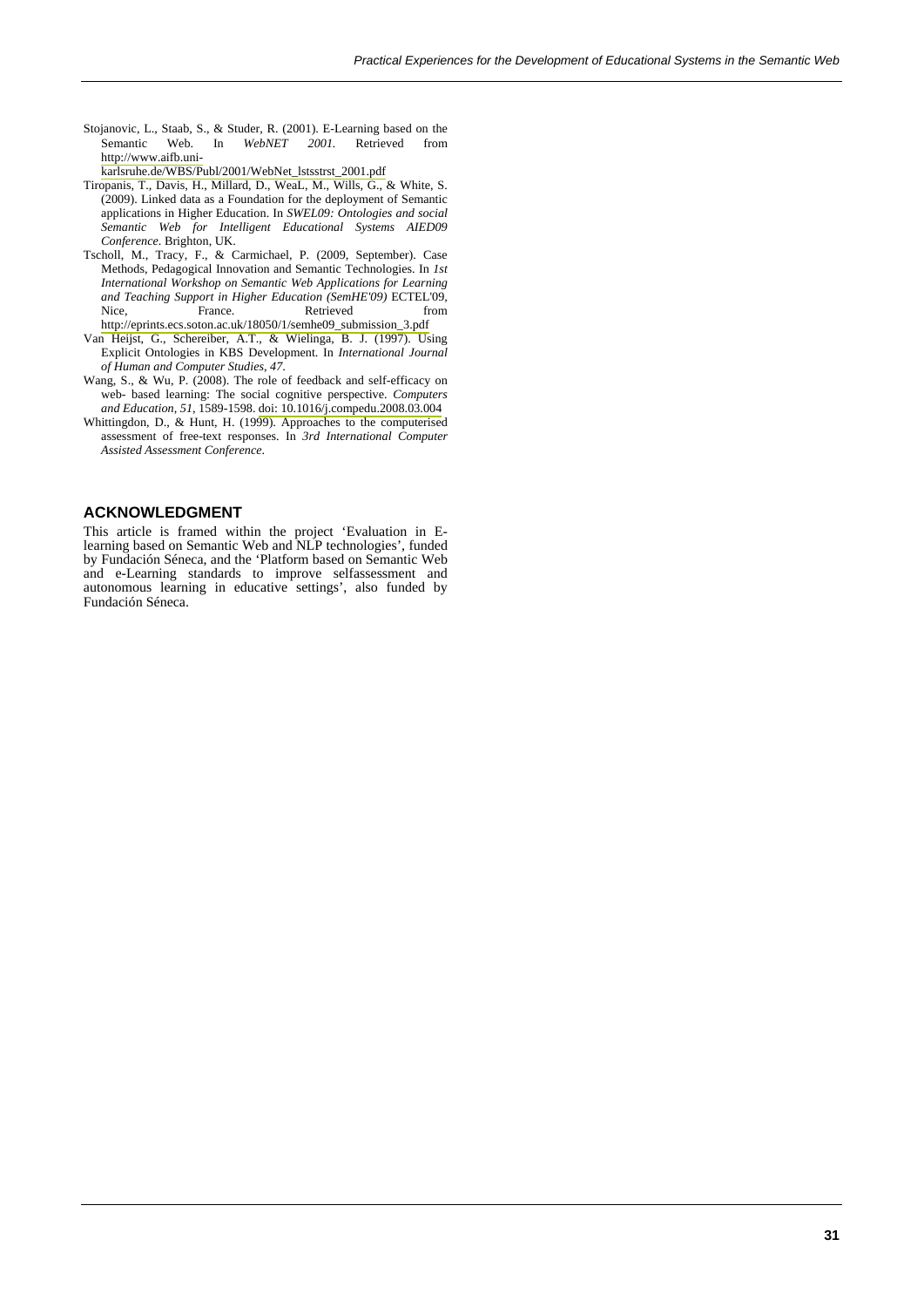Stojanovic, L., Staab, S., & Studer, R. (2001). E-Learning based on the Semantic Web. In *WebNET 2001*. Retrieved from http://www.aifb.uni-karlsruhe.de/WBS/Publ/2001/WebNet_lstsstrst_2001.pdf

Tiropanis, T., Davis, H., Millard, D., WeaL, M., Wills, G., & White, S. (2009). Linked data as a Foundation for the deployment of Semantic applications in Higher Education. In *SWEL09: Ontologies and social Semantic Web for Intelligent Educational Systems AIED09 Conference*. Brighton, UK.

Tscholl, M., Tracy, F., & Carmichael, P. (2009, September). Case Methods, Pedagogical Innovation and Semantic Technologies. In *1st International Workshop on Semantic Web Applications for Learning and Teaching Support in Higher Education (SemHE'09)* ECTEL'09, Nice, France. Retrieved from http://eprints.ecs.soton.ac.uk/18050/1/semhe09_submission_3.pdf

Van Heijst, G., Schereiber, A.T., & Wielinga, B. J. (1997). Using Explicit Ontologies in KBS Development. In *International Journal of Human and Computer Studies, 47*.

Wang, S., & Wu, P. (2008). The role of feedback and self-efficacy on web- based learning: The social cognitive perspective. *Computers and Education, 51*, 1589-1598. doi: 10.1016/j.compedu.2008.03.004

Whittingdon, D., & Hunt, H. (1999). Approaches to the computerised assessment of free-text responses. In *3rd International Computer Assisted Assessment Conference*.

## ACKNOWLEDGMENT

This article is framed within the project 'Evaluation in E-learning based on Semantic Web and NLP technologies', funded by Fundación Séneca, and the 'Platform based on Semantic Web and e-Learning standards to improve selfassessment and autonomous learning in educative settings', also funded by Fundación Séneca.